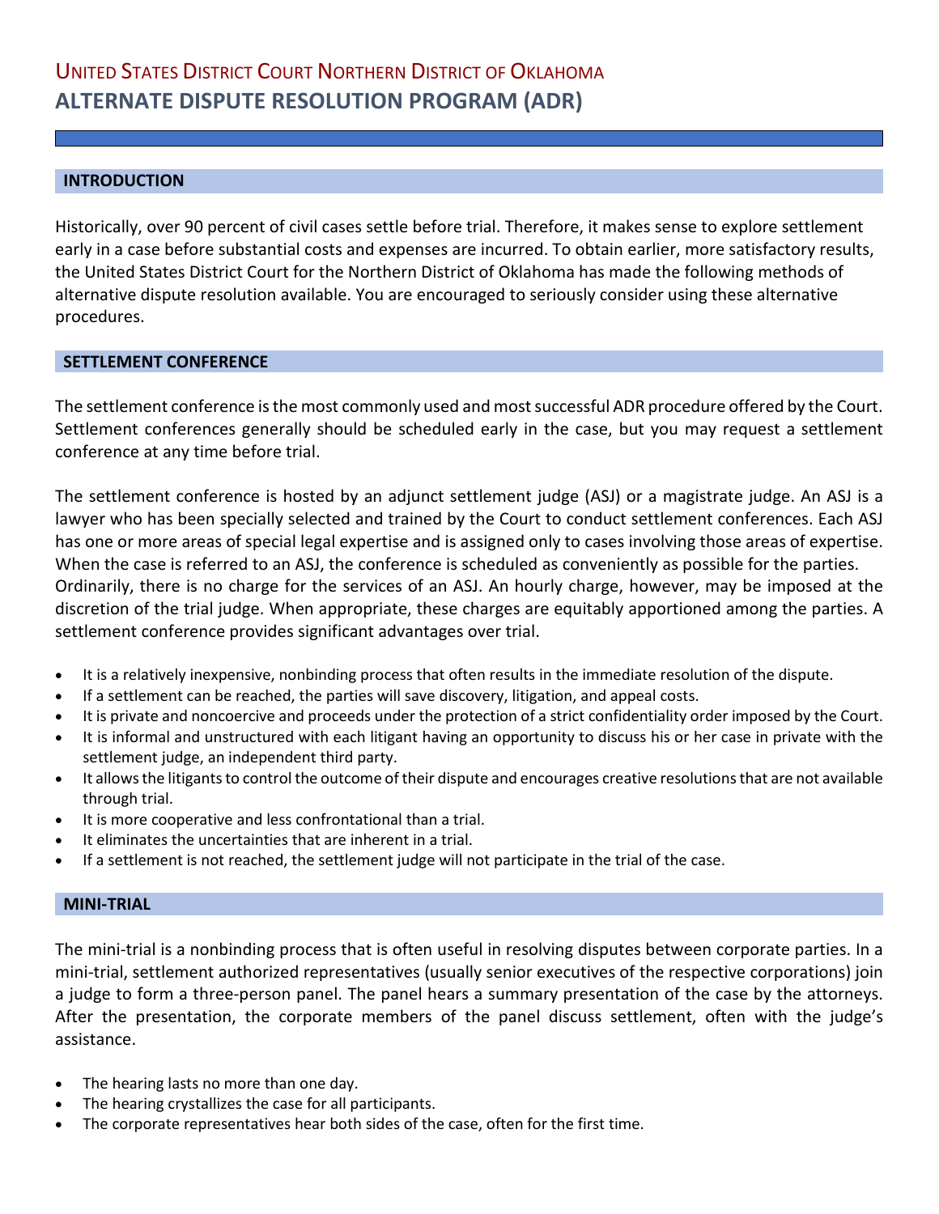# United States District Court Northern District of Oklahoma
# ALTERNATE DISPUTE RESOLUTION PROGRAM (ADR)

## INTRODUCTION

Historically, over 90 percent of civil cases settle before trial. Therefore, it makes sense to explore settlement early in a case before substantial costs and expenses are incurred. To obtain earlier, more satisfactory results, the United States District Court for the Northern District of Oklahoma has made the following methods of alternative dispute resolution available. You are encouraged to seriously consider using these alternative procedures.

## SETTLEMENT CONFERENCE

The settlement conference is the most commonly used and most successful ADR procedure offered by the Court. Settlement conferences generally should be scheduled early in the case, but you may request a settlement conference at any time before trial.

The settlement conference is hosted by an adjunct settlement judge (ASJ) or a magistrate judge. An ASJ is a lawyer who has been specially selected and trained by the Court to conduct settlement conferences. Each ASJ has one or more areas of special legal expertise and is assigned only to cases involving those areas of expertise. When the case is referred to an ASJ, the conference is scheduled as conveniently as possible for the parties. Ordinarily, there is no charge for the services of an ASJ. An hourly charge, however, may be imposed at the discretion of the trial judge. When appropriate, these charges are equitably apportioned among the parties. A settlement conference provides significant advantages over trial.

- It is a relatively inexpensive, nonbinding process that often results in the immediate resolution of the dispute.
- If a settlement can be reached, the parties will save discovery, litigation, and appeal costs.
- It is private and noncoercive and proceeds under the protection of a strict confidentiality order imposed by the Court.
- It is informal and unstructured with each litigant having an opportunity to discuss his or her case in private with the settlement judge, an independent third party.
- It allows the litigants to control the outcome of their dispute and encourages creative resolutions that are not available through trial.
- It is more cooperative and less confrontational than a trial.
- It eliminates the uncertainties that are inherent in a trial.
- If a settlement is not reached, the settlement judge will not participate in the trial of the case.

## MINI-TRIAL

The mini-trial is a nonbinding process that is often useful in resolving disputes between corporate parties. In a mini-trial, settlement authorized representatives (usually senior executives of the respective corporations) join a judge to form a three-person panel. The panel hears a summary presentation of the case by the attorneys. After the presentation, the corporate members of the panel discuss settlement, often with the judge's assistance.

- The hearing lasts no more than one day.
- The hearing crystallizes the case for all participants.
- The corporate representatives hear both sides of the case, often for the first time.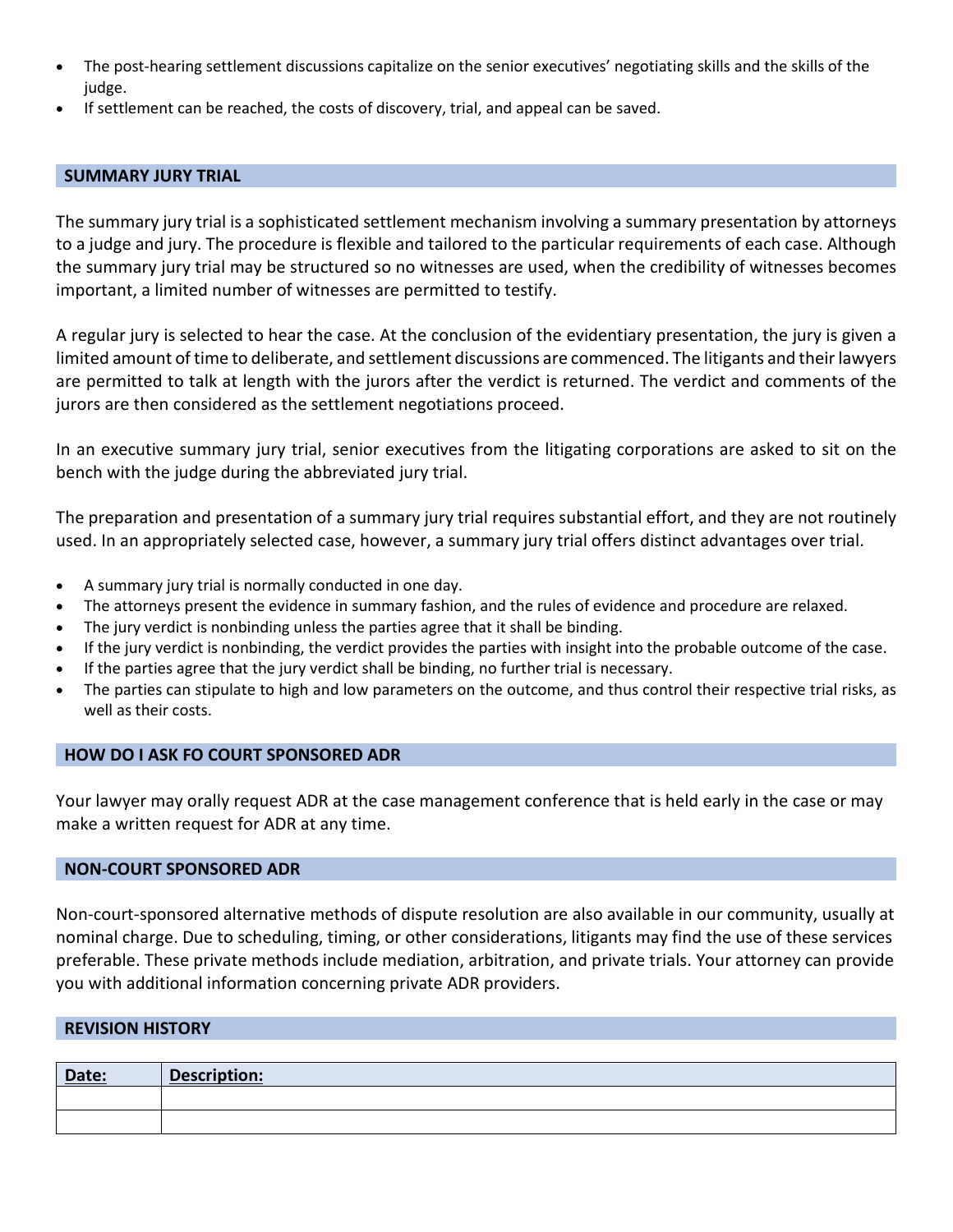- The post-hearing settlement discussions capitalize on the senior executives' negotiating skills and the skills of the judge.
- If settlement can be reached, the costs of discovery, trial, and appeal can be saved.

## SUMMARY JURY TRIAL

The summary jury trial is a sophisticated settlement mechanism involving a summary presentation by attorneys to a judge and jury. The procedure is flexible and tailored to the particular requirements of each case. Although the summary jury trial may be structured so no witnesses are used, when the credibility of witnesses becomes important, a limited number of witnesses are permitted to testify.

A regular jury is selected to hear the case. At the conclusion of the evidentiary presentation, the jury is given a limited amount of time to deliberate, and settlement discussions are commenced. The litigants and their lawyers are permitted to talk at length with the jurors after the verdict is returned. The verdict and comments of the jurors are then considered as the settlement negotiations proceed.

In an executive summary jury trial, senior executives from the litigating corporations are asked to sit on the bench with the judge during the abbreviated jury trial.

The preparation and presentation of a summary jury trial requires substantial effort, and they are not routinely used. In an appropriately selected case, however, a summary jury trial offers distinct advantages over trial.

- A summary jury trial is normally conducted in one day.
- The attorneys present the evidence in summary fashion, and the rules of evidence and procedure are relaxed.
- The jury verdict is nonbinding unless the parties agree that it shall be binding.
- If the jury verdict is nonbinding, the verdict provides the parties with insight into the probable outcome of the case.
- If the parties agree that the jury verdict shall be binding, no further trial is necessary.
- The parties can stipulate to high and low parameters on the outcome, and thus control their respective trial risks, as well as their costs.

## HOW DO I ASK FO COURT SPONSORED ADR

Your lawyer may orally request ADR at the case management conference that is held early in the case or may make a written request for ADR at any time.

## NON-COURT SPONSORED ADR

Non-court-sponsored alternative methods of dispute resolution are also available in our community, usually at nominal charge. Due to scheduling, timing, or other considerations, litigants may find the use of these services preferable. These private methods include mediation, arbitration, and private trials. Your attorney can provide you with additional information concerning private ADR providers.

## REVISION HISTORY

| Date: | Description: |
|---|---|
| | |
| | |